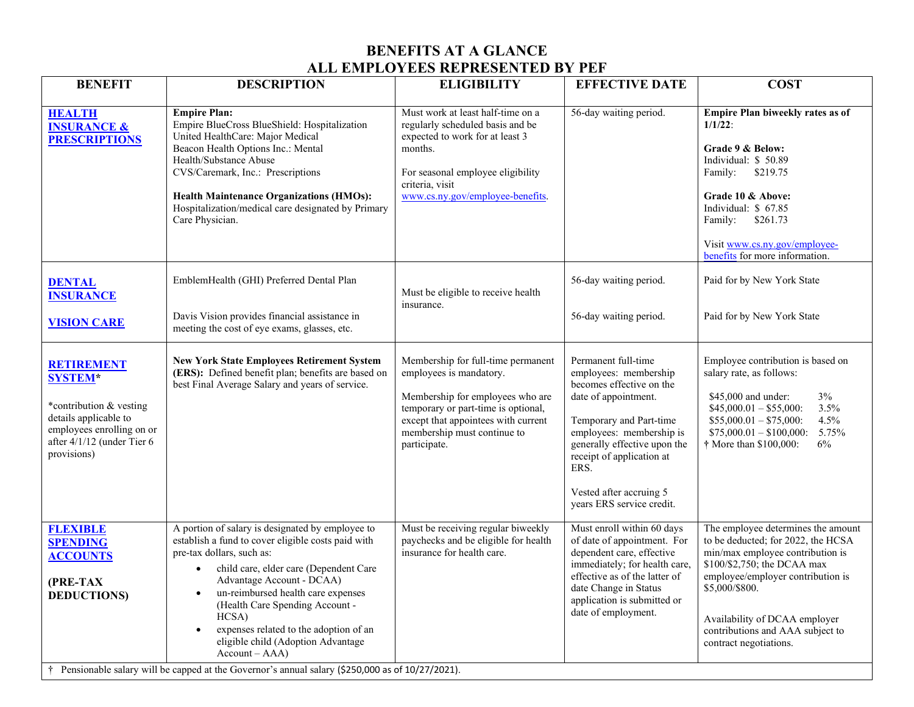# BENEFITS AT A GLANCE
# ALL EMPLOYEES REPRESENTED BY PEF

| BENEFIT | DESCRIPTION | ELIGIBILITY | EFFECTIVE DATE | COST |
|---|---|---|---|---|
| **HEALTH INSURANCE & PRESCRIPTIONS** | **Empire Plan:**<br>Empire BlueCross BlueShield: Hospitalization<br>United HealthCare: Major Medical<br>Beacon Health Options Inc.: Mental Health/Substance Abuse<br>CVS/Caremark, Inc.: Prescriptions<br><br>**Health Maintenance Organizations (HMOs):** Hospitalization/medical care designated by Primary Care Physician. | Must work at least half-time on a regularly scheduled basis and be expected to work for at least 3 months.<br><br>For seasonal employee eligibility criteria, visit www.cs.ny.gov/employee-benefits. | 56-day waiting period. | **Empire Plan biweekly rates as of 1/1/22**:<br><br>**Grade 9 & Below:**<br>Individual: $ 50.89<br>Family: $219.75<br><br>**Grade 10 & Above:**<br>Individual: $ 67.85<br>Family: $261.73<br><br>Visit www.cs.ny.gov/employee-benefits for more information. |
| **DENTAL INSURANCE** | EmblemHealth (GHI) Preferred Dental Plan | Must be eligible to receive health insurance. | 56-day waiting period. | Paid for by New York State |
| **VISION CARE** | Davis Vision provides financial assistance in meeting the cost of eye exams, glasses, etc. | | 56-day waiting period. | Paid for by New York State |
| **RETIREMENT SYSTEM***<br><br>*contribution & vesting details applicable to employees enrolling on or after 4/1/12 (under Tier 6 provisions) | **New York State Employees Retirement System (ERS):** Defined benefit plan; benefits are based on best Final Average Salary and years of service. | Membership for full-time permanent employees is mandatory.<br><br>Membership for employees who are temporary or part-time is optional, except that appointees with current membership must continue to participate. | Permanent full-time employees: membership becomes effective on the date of appointment.<br><br>Temporary and Part-time employees: membership is generally effective upon the receipt of application at ERS.<br><br>Vested after accruing 5 years ERS service credit. | Employee contribution is based on salary rate, as follows:<br><br>$45,000 and under: 3%<br>$45,000.01 – $55,000: 3.5%<br>$55,000.01 – $75,000: 4.5%<br>$75,000.01 – $100,000: 5.75%<br>† More than $100,000: 6% |
| **FLEXIBLE SPENDING ACCOUNTS**<br><br>**(PRE-TAX DEDUCTIONS)** | A portion of salary is designated by employee to establish a fund to cover eligible costs paid with pre-tax dollars, such as:<br>• child care, elder care (Dependent Care Advantage Account - DCAA)<br>• un-reimbursed health care expenses (Health Care Spending Account - HCSA)<br>• expenses related to the adoption of an eligible child (Adoption Advantage Account – AAA) | Must be receiving regular biweekly paychecks and be eligible for health insurance for health care. | Must enroll within 60 days of date of appointment. For dependent care, effective immediately; for health care, effective as of the latter of date Change in Status application is submitted or date of employment. | The employee determines the amount to be deducted; for 2022, the HCSA min/max employee contribution is $100/$2,750; the DCAA max employee/employer contribution is $5,000/$800.<br><br>Availability of DCAA employer contributions and AAA subject to contract negotiations. |

† Pensionable salary will be capped at the Governor's annual salary ($250,000 as of 10/27/2021).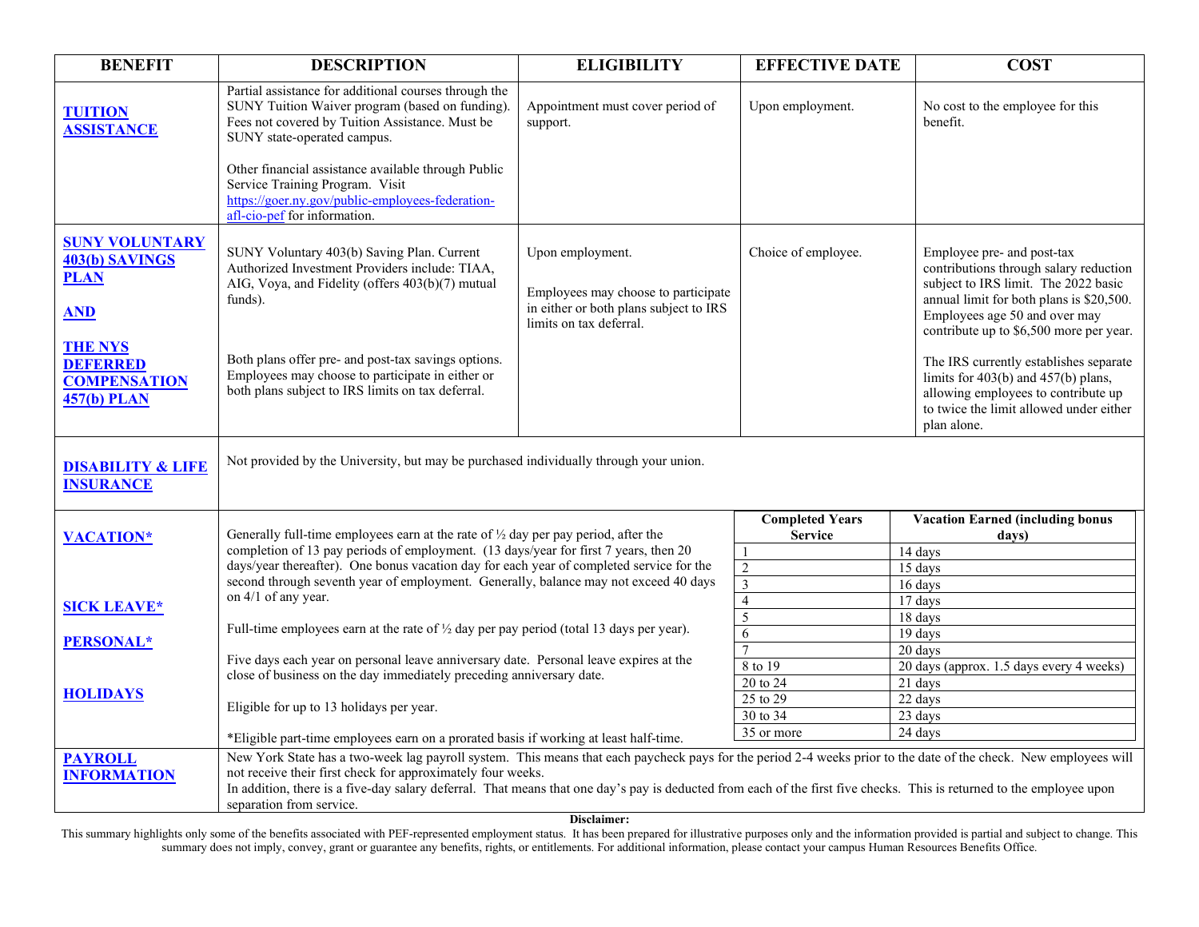| BENEFIT | DESCRIPTION | ELIGIBILITY | EFFECTIVE DATE | COST |
|---|---|---|---|---|
| **TUITION ASSISTANCE** | Partial assistance for additional courses through the SUNY Tuition Waiver program (based on funding). Fees not covered by Tuition Assistance. Must be SUNY state-operated campus.<br><br>Other financial assistance available through Public Service Training Program. Visit https://goer.ny.gov/public-employees-federation-afl-cio-pef for information. | Appointment must cover period of support. | Upon employment. | No cost to the employee for this benefit. |
| **SUNY VOLUNTARY 403(b) SAVINGS PLAN**<br><br>**AND**<br><br>**THE NYS DEFERRED COMPENSATION 457(b) PLAN** | SUNY Voluntary 403(b) Saving Plan. Current Authorized Investment Providers include: TIAA, AIG, Voya, and Fidelity (offers 403(b)(7) mutual funds).<br><br>Both plans offer pre- and post-tax savings options. Employees may choose to participate in either or both plans subject to IRS limits on tax deferral. | Upon employment.<br><br>Employees may choose to participate in either or both plans subject to IRS limits on tax deferral. | Choice of employee. | Employee pre- and post-tax contributions through salary reduction subject to IRS limit. The 2022 basic annual limit for both plans is $20,500. Employees age 50 and over may contribute up to $6,500 more per year.<br><br>The IRS currently establishes separate limits for 403(b) and 457(b) plans, allowing employees to contribute up to twice the limit allowed under either plan alone. |
| **DISABILITY & LIFE INSURANCE** | Not provided by the University, but may be purchased individually through your union. | | | |

| BENEFIT | DESCRIPTION |
|---|---|
| **VACATION*** | Generally full-time employees earn at the rate of ½ day per pay period, after the completion of 13 pay periods of employment. (13 days/year for first 7 years, then 20 days/year thereafter). One bonus vacation day for each year of completed service for the second through seventh year of employment. Generally, balance may not exceed 40 days on 4/1 of any year. |
| **SICK LEAVE*** | Full-time employees earn at the rate of ½ day per pay period (total 13 days per year). |
| **PERSONAL*** | Five days each year on personal leave anniversary date. Personal leave expires at the close of business on the day immediately preceding anniversary date. |
| **HOLIDAYS** | Eligible for up to 13 holidays per year. |

*Eligible part-time employees earn on a prorated basis if working at least half-time.

| Completed Years Service | Vacation Earned (including bonus days) |
|---|---|
| 1 | 14 days |
| 2 | 15 days |
| 3 | 16 days |
| 4 | 17 days |
| 5 | 18 days |
| 6 | 19 days |
| 7 | 20 days |
| 8 to 19 | 20 days (approx. 1.5 days every 4 weeks) |
| 20 to 24 | 21 days |
| 25 to 29 | 22 days |
| 30 to 34 | 23 days |
| 35 or more | 24 days |

| BENEFIT | DESCRIPTION |
|---|---|
| **PAYROLL INFORMATION** | New York State has a two-week lag payroll system. This means that each paycheck pays for the period 2-4 weeks prior to the date of the check. New employees will not receive their first check for approximately four weeks.<br>In addition, there is a five-day salary deferral. That means that one day's pay is deducted from each of the first five checks. This is returned to the employee upon separation from service. |

**Disclaimer:**
This summary highlights only some of the benefits associated with PEF-represented employment status. It has been prepared for illustrative purposes only and the information provided is partial and subject to change. This summary does not imply, convey, grant or guarantee any benefits, rights, or entitlements. For additional information, please contact your campus Human Resources Benefits Office.